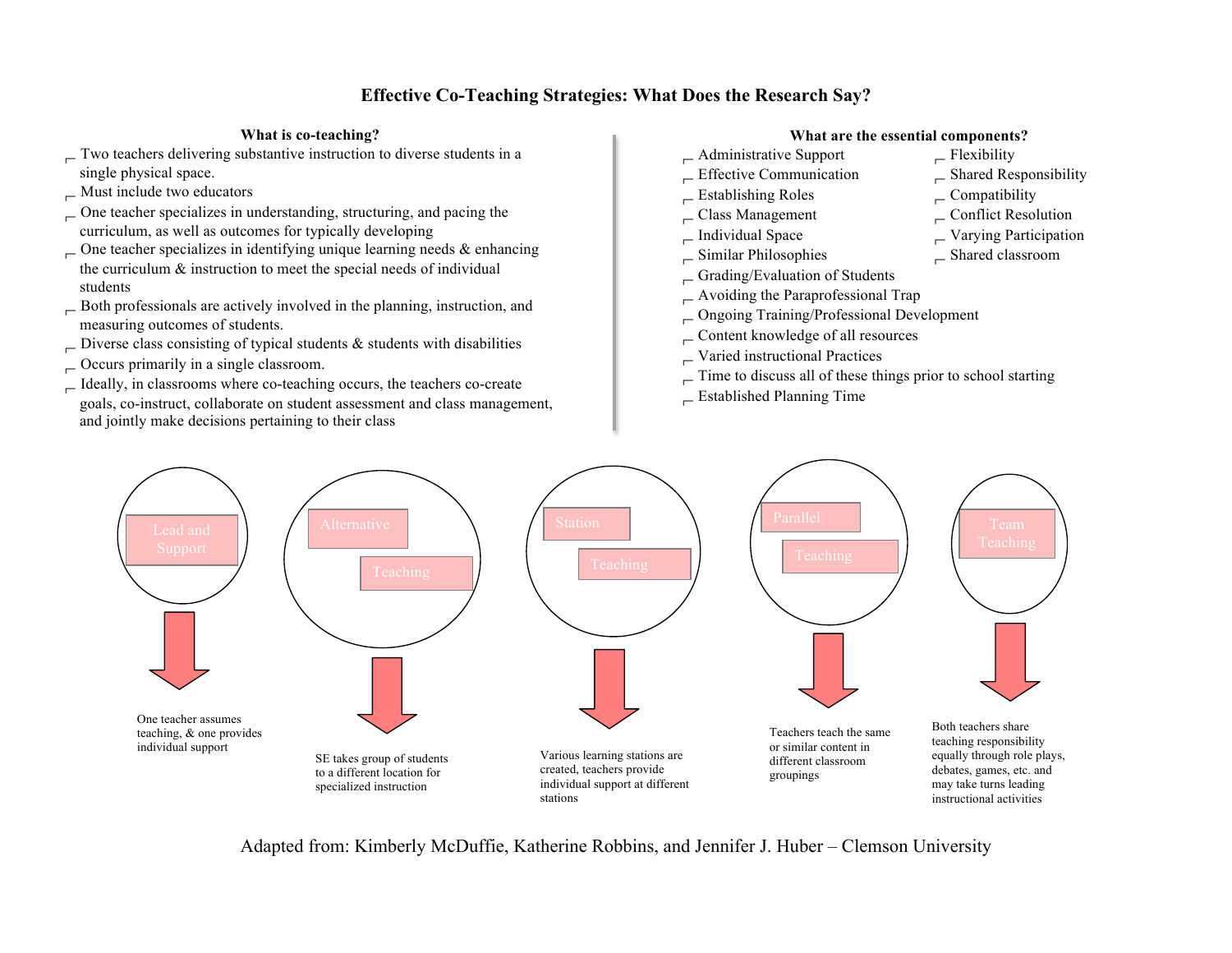# Effective Co-Teaching Strategies: What Does the Research Say?

## What is co-teaching?

- Two teachers delivering substantive instruction to diverse students in a single physical space.
- Must include two educators
- One teacher specializes in understanding, structuring, and pacing the curriculum, as well as outcomes for typically developing
- One teacher specializes in identifying unique learning needs & enhancing the curriculum & instruction to meet the special needs of individual students
- Both professionals are actively involved in the planning, instruction, and measuring outcomes of students.
- Diverse class consisting of typical students & students with disabilities
- Occurs primarily in a single classroom.
- Ideally, in classrooms where co-teaching occurs, the teachers co-create goals, co-instruct, collaborate on student assessment and class management, and jointly make decisions pertaining to their class

## What are the essential components?

- Administrative Support
- Effective Communication
- Establishing Roles
- Class Management
- Individual Space
- Similar Philosophies
- Grading/Evaluation of Students
- Avoiding the Paraprofessional Trap
- Ongoing Training/Professional Development
- Content knowledge of all resources
- Varied instructional Practices
- Time to discuss all of these things prior to school starting
- Established Planning Time
- Flexibility
- Shared Responsibility
- Compatibility
- Conflict Resolution
- Varying Participation
- Shared classroom

**Lead and Support**

One teacher assumes teaching, & one provides individual support

**Alternative Teaching**

SE takes group of students to a different location for specialized instruction

**Station Teaching**

Various learning stations are created, teachers provide individual support at different stations

**Parallel Teaching**

Teachers teach the same or similar content in different classroom groupings

**Team Teaching**

Both teachers share teaching responsibility equally through role plays, debates, games, etc. and may take turns leading instructional activities

Adapted from: Kimberly McDuffie, Katherine Robbins, and Jennifer J. Huber – Clemson University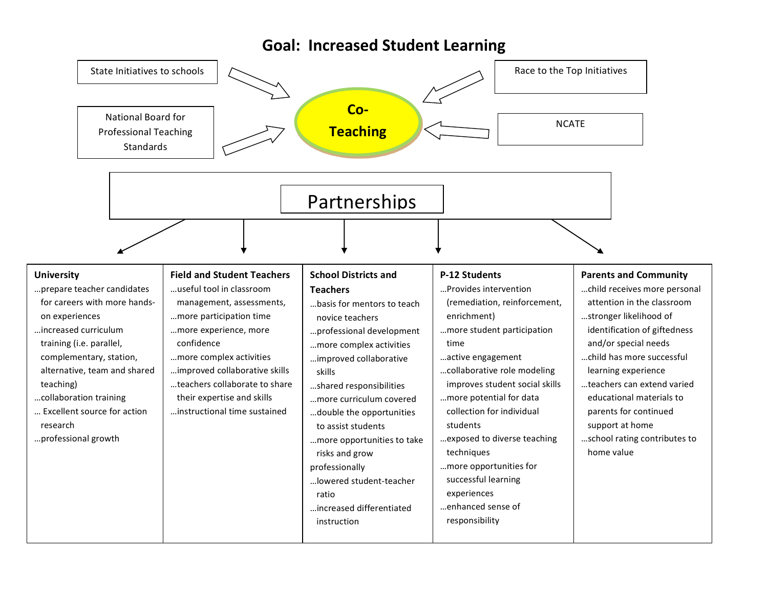# Goal: Increased Student Learning

State Initiatives to schools

National Board for Professional Teaching Standards

Race to the Top Initiatives

NCATE

**Co-Teaching**

## Partnerships

| University | Field and Student Teachers | School Districts and Teachers | P-12 Students | Parents and Community |
|---|---|---|---|---|
| …prepare teacher candidates for careers with more hands-on experiences<br>…increased curriculum training (i.e. parallel, complementary, station, alternative, team and shared teaching)<br>…collaboration training<br>… Excellent source for action research<br>…professional growth | …useful tool in classroom management, assessments,<br>…more participation time<br>…more experience, more confidence<br>…more complex activities<br>…improved collaborative skills<br>…teachers collaborate to share their expertise and skills<br>…instructional time sustained | …basis for mentors to teach novice teachers<br>…professional development<br>…more complex activities<br>…improved collaborative skills<br>…shared responsibilities<br>…more curriculum covered<br>…double the opportunities to assist students<br>…more opportunities to take risks and grow professionally<br>…lowered student-teacher ratio<br>…increased differentiated instruction | …Provides intervention (remediation, reinforcement, enrichment)<br>…more student participation time<br>…active engagement<br>…collaborative role modeling improves student social skills<br>…more potential for data collection for individual students<br>…exposed to diverse teaching techniques<br>…more opportunities for successful learning experiences<br>…enhanced sense of responsibility | …child receives more personal attention in the classroom<br>…stronger likelihood of identification of giftedness and/or special needs<br>…child has more successful learning experience<br>…teachers can extend varied educational materials to parents for continued support at home<br>…school rating contributes to home value |